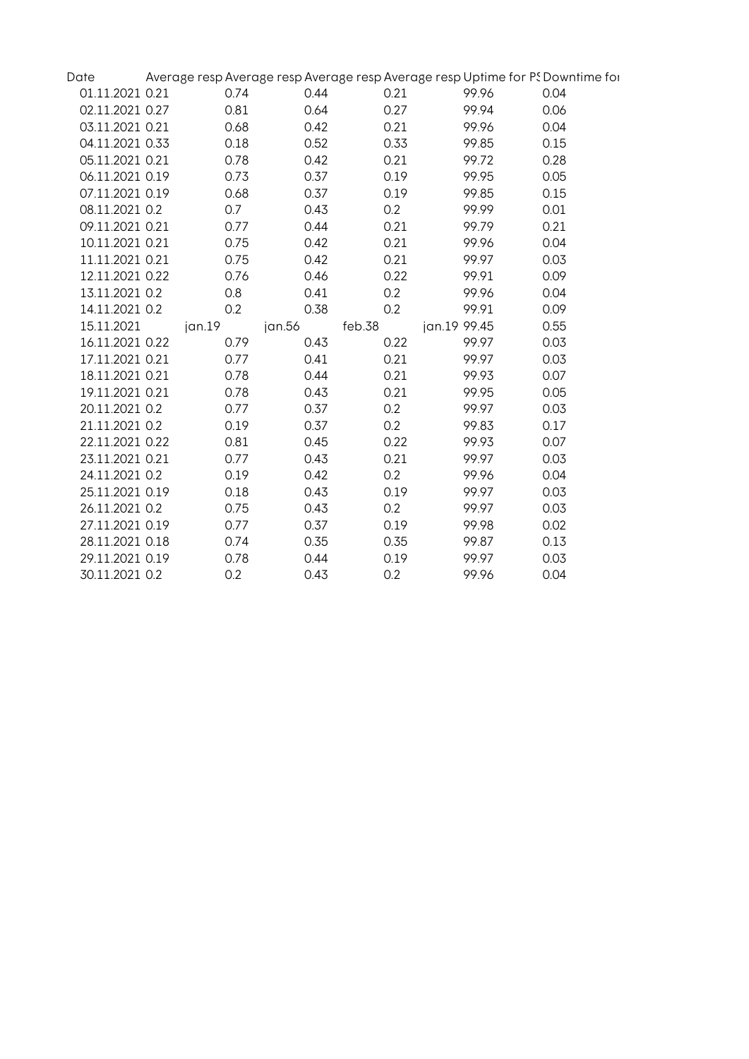| Date | Average resp | Average resp | Average resp | Average resp | Uptime for PS | Downtime for |
|---|---|---|---|---|---|---|
| 01.11.2021 | 0.21 | 0.74 | 0.44 | 0.21 | 99.96 | 0.04 |
| 02.11.2021 | 0.27 | 0.81 | 0.64 | 0.27 | 99.94 | 0.06 |
| 03.11.2021 | 0.21 | 0.68 | 0.42 | 0.21 | 99.96 | 0.04 |
| 04.11.2021 | 0.33 | 0.18 | 0.52 | 0.33 | 99.85 | 0.15 |
| 05.11.2021 | 0.21 | 0.78 | 0.42 | 0.21 | 99.72 | 0.28 |
| 06.11.2021 | 0.19 | 0.73 | 0.37 | 0.19 | 99.95 | 0.05 |
| 07.11.2021 | 0.19 | 0.68 | 0.37 | 0.19 | 99.85 | 0.15 |
| 08.11.2021 | 0.2 | 0.7 | 0.43 | 0.2 | 99.99 | 0.01 |
| 09.11.2021 | 0.21 | 0.77 | 0.44 | 0.21 | 99.79 | 0.21 |
| 10.11.2021 | 0.21 | 0.75 | 0.42 | 0.21 | 99.96 | 0.04 |
| 11.11.2021 | 0.21 | 0.75 | 0.42 | 0.21 | 99.97 | 0.03 |
| 12.11.2021 | 0.22 | 0.76 | 0.46 | 0.22 | 99.91 | 0.09 |
| 13.11.2021 | 0.2 | 0.8 | 0.41 | 0.2 | 99.96 | 0.04 |
| 14.11.2021 | 0.2 | 0.2 | 0.38 | 0.2 | 99.91 | 0.09 |
| 15.11.2021 | jan.19 | jan.56 | feb.38 | jan.19 | 99.45 | 0.55 |
| 16.11.2021 | 0.22 | 0.79 | 0.43 | 0.22 | 99.97 | 0.03 |
| 17.11.2021 | 0.21 | 0.77 | 0.41 | 0.21 | 99.97 | 0.03 |
| 18.11.2021 | 0.21 | 0.78 | 0.44 | 0.21 | 99.93 | 0.07 |
| 19.11.2021 | 0.21 | 0.78 | 0.43 | 0.21 | 99.95 | 0.05 |
| 20.11.2021 | 0.2 | 0.77 | 0.37 | 0.2 | 99.97 | 0.03 |
| 21.11.2021 | 0.2 | 0.19 | 0.37 | 0.2 | 99.83 | 0.17 |
| 22.11.2021 | 0.22 | 0.81 | 0.45 | 0.22 | 99.93 | 0.07 |
| 23.11.2021 | 0.21 | 0.77 | 0.43 | 0.21 | 99.97 | 0.03 |
| 24.11.2021 | 0.2 | 0.19 | 0.42 | 0.2 | 99.96 | 0.04 |
| 25.11.2021 | 0.19 | 0.18 | 0.43 | 0.19 | 99.97 | 0.03 |
| 26.11.2021 | 0.2 | 0.75 | 0.43 | 0.2 | 99.97 | 0.03 |
| 27.11.2021 | 0.19 | 0.77 | 0.37 | 0.19 | 99.98 | 0.02 |
| 28.11.2021 | 0.18 | 0.74 | 0.35 | 0.35 | 99.87 | 0.13 |
| 29.11.2021 | 0.19 | 0.78 | 0.44 | 0.19 | 99.97 | 0.03 |
| 30.11.2021 | 0.2 | 0.2 | 0.43 | 0.2 | 99.96 | 0.04 |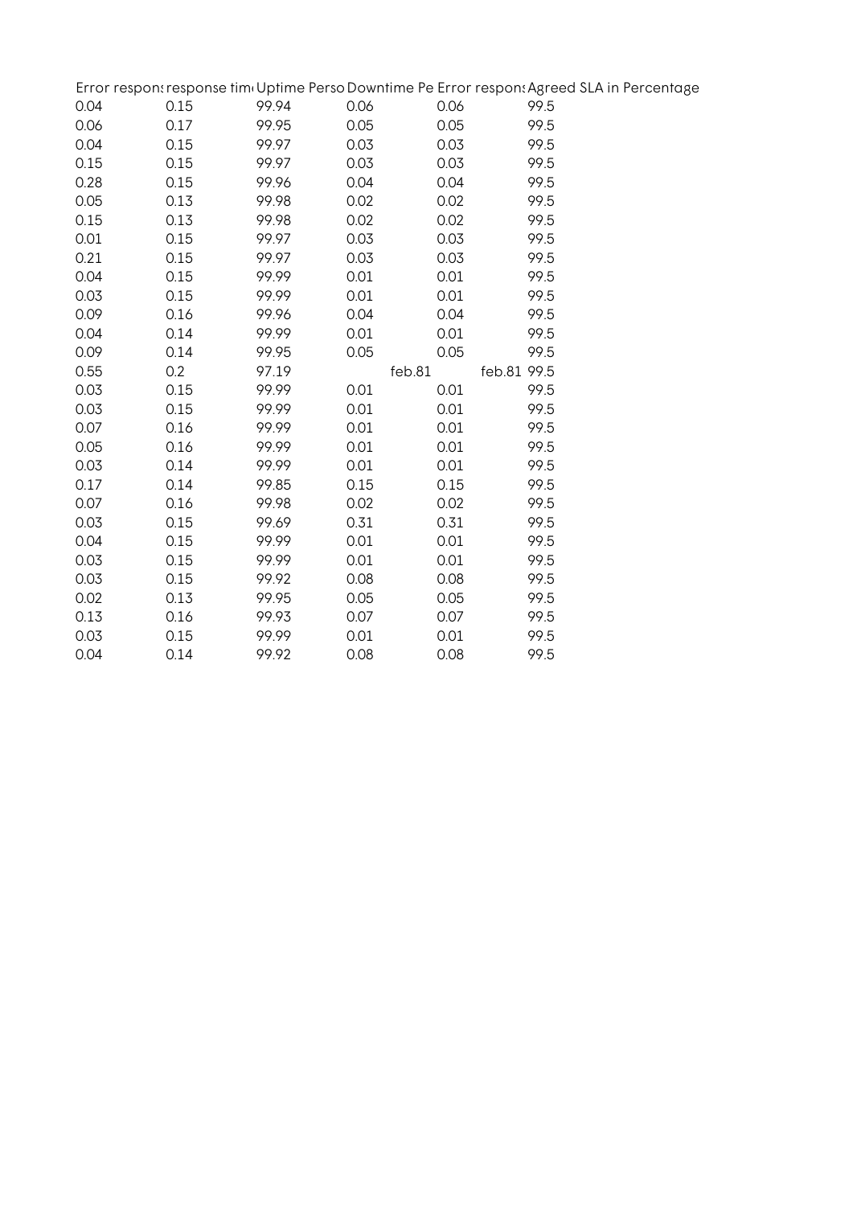| Error respons | response tim | Uptime Perso | Downtime Pe | Error respons | Agreed SLA in Percentage |
|---|---|---|---|---|---|
| 0.04 | 0.15 | 99.94 | 0.06 | 0.06 | 99.5 |
| 0.06 | 0.17 | 99.95 | 0.05 | 0.05 | 99.5 |
| 0.04 | 0.15 | 99.97 | 0.03 | 0.03 | 99.5 |
| 0.15 | 0.15 | 99.97 | 0.03 | 0.03 | 99.5 |
| 0.28 | 0.15 | 99.96 | 0.04 | 0.04 | 99.5 |
| 0.05 | 0.13 | 99.98 | 0.02 | 0.02 | 99.5 |
| 0.15 | 0.13 | 99.98 | 0.02 | 0.02 | 99.5 |
| 0.01 | 0.15 | 99.97 | 0.03 | 0.03 | 99.5 |
| 0.21 | 0.15 | 99.97 | 0.03 | 0.03 | 99.5 |
| 0.04 | 0.15 | 99.99 | 0.01 | 0.01 | 99.5 |
| 0.03 | 0.15 | 99.99 | 0.01 | 0.01 | 99.5 |
| 0.09 | 0.16 | 99.96 | 0.04 | 0.04 | 99.5 |
| 0.04 | 0.14 | 99.99 | 0.01 | 0.01 | 99.5 |
| 0.09 | 0.14 | 99.95 | 0.05 | 0.05 | 99.5 |
| 0.55 | 0.2 | 97.19 | feb.81 | feb.81 | 99.5 |
| 0.03 | 0.15 | 99.99 | 0.01 | 0.01 | 99.5 |
| 0.03 | 0.15 | 99.99 | 0.01 | 0.01 | 99.5 |
| 0.07 | 0.16 | 99.99 | 0.01 | 0.01 | 99.5 |
| 0.05 | 0.16 | 99.99 | 0.01 | 0.01 | 99.5 |
| 0.03 | 0.14 | 99.99 | 0.01 | 0.01 | 99.5 |
| 0.17 | 0.14 | 99.85 | 0.15 | 0.15 | 99.5 |
| 0.07 | 0.16 | 99.98 | 0.02 | 0.02 | 99.5 |
| 0.03 | 0.15 | 99.69 | 0.31 | 0.31 | 99.5 |
| 0.04 | 0.15 | 99.99 | 0.01 | 0.01 | 99.5 |
| 0.03 | 0.15 | 99.99 | 0.01 | 0.01 | 99.5 |
| 0.03 | 0.15 | 99.92 | 0.08 | 0.08 | 99.5 |
| 0.02 | 0.13 | 99.95 | 0.05 | 0.05 | 99.5 |
| 0.13 | 0.16 | 99.93 | 0.07 | 0.07 | 99.5 |
| 0.03 | 0.15 | 99.99 | 0.01 | 0.01 | 99.5 |
| 0.04 | 0.14 | 99.92 | 0.08 | 0.08 | 99.5 |